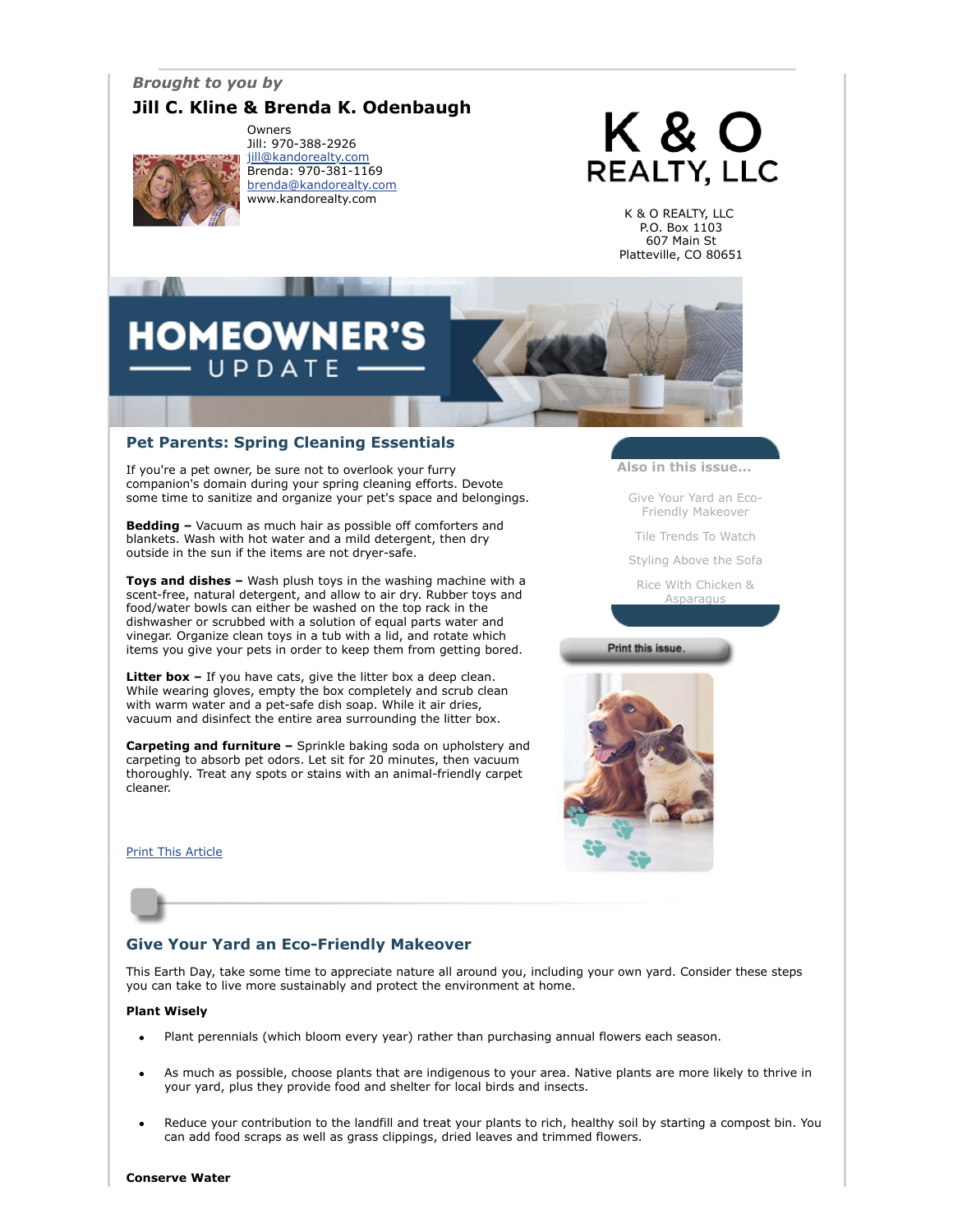*Brought to you by*

**Jill C. Kline & Brenda K. Odenbaugh**

Owners
Jill: 970-388-2926
jill@kandorealty.com
Brenda: 970-381-1169
brenda@kandorealty.com
www.kandorealty.com

K & O REALTY, LLC

K & O REALTY, LLC
P.O. Box 1103
607 Main St
Platteville, CO 80651

# HOMEOWNER'S UPDATE

**Also in this issue...**

- Give Your Yard an Eco-Friendly Makeover
- Tile Trends To Watch
- Styling Above the Sofa
- Rice With Chicken & Asparagus

Print this issue.

## Pet Parents: Spring Cleaning Essentials

If you're a pet owner, be sure not to overlook your furry companion's domain during your spring cleaning efforts. Devote some time to sanitize and organize your pet's space and belongings.

**Bedding –** Vacuum as much hair as possible off comforters and blankets. Wash with hot water and a mild detergent, then dry outside in the sun if the items are not dryer-safe.

**Toys and dishes –** Wash plush toys in the washing machine with a scent-free, natural detergent, and allow to air dry. Rubber toys and food/water bowls can either be washed on the top rack in the dishwasher or scrubbed with a solution of equal parts water and vinegar. Organize clean toys in a tub with a lid, and rotate which items you give your pets in order to keep them from getting bored.

**Litter box –** If you have cats, give the litter box a deep clean. While wearing gloves, empty the box completely and scrub clean with warm water and a pet-safe dish soap. While it air dries, vacuum and disinfect the entire area surrounding the litter box.

**Carpeting and furniture –** Sprinkle baking soda on upholstery and carpeting to absorb pet odors. Let sit for 20 minutes, then vacuum thoroughly. Treat any spots or stains with an animal-friendly carpet cleaner.

Print This Article

## Give Your Yard an Eco-Friendly Makeover

This Earth Day, take some time to appreciate nature all around you, including your own yard. Consider these steps you can take to live more sustainably and protect the environment at home.

**Plant Wisely**

- Plant perennials (which bloom every year) rather than purchasing annual flowers each season.
- As much as possible, choose plants that are indigenous to your area. Native plants are more likely to thrive in your yard, plus they provide food and shelter for local birds and insects.
- Reduce your contribution to the landfill and treat your plants to rich, healthy soil by starting a compost bin. You can add food scraps as well as grass clippings, dried leaves and trimmed flowers.

**Conserve Water**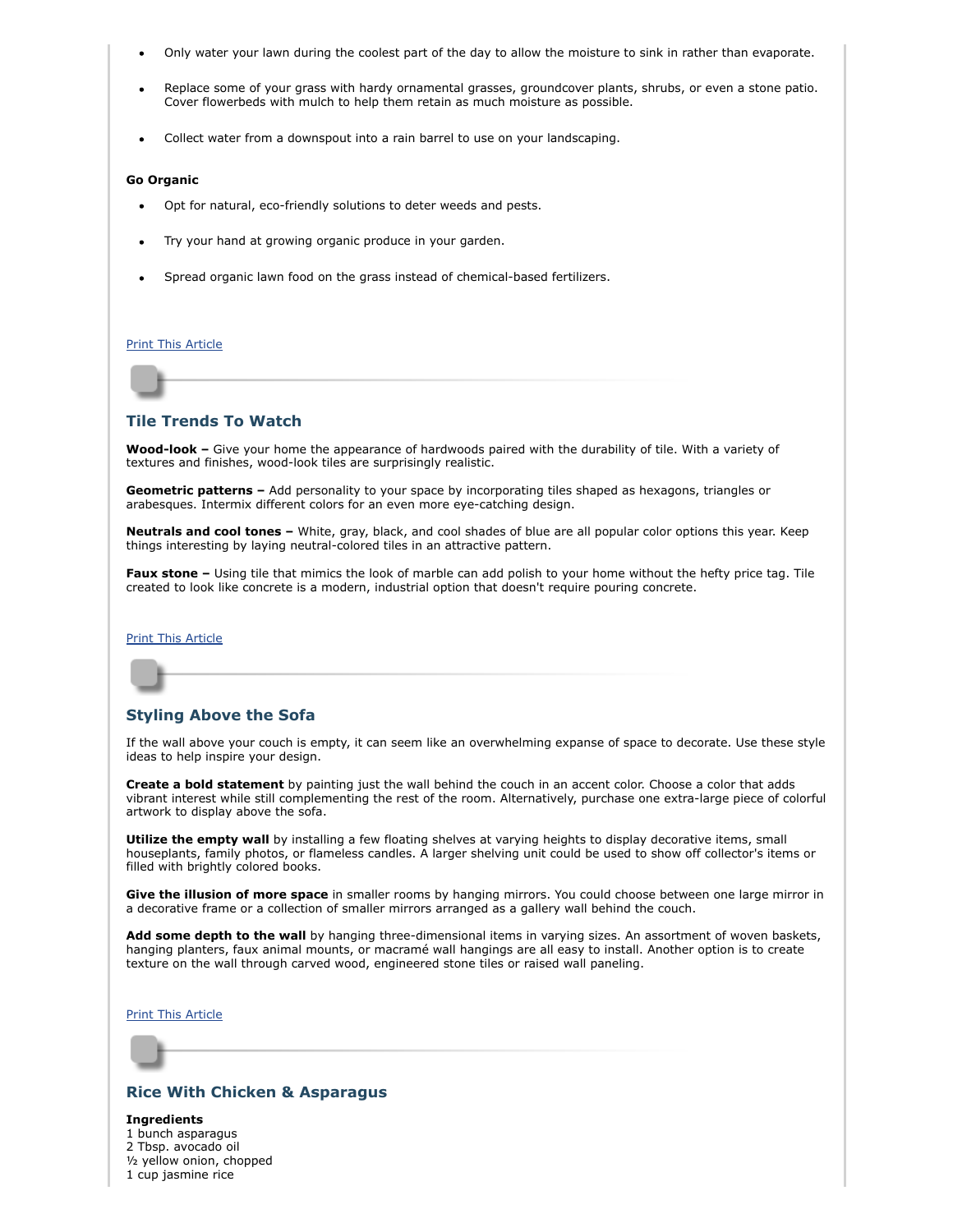- Only water your lawn during the coolest part of the day to allow the moisture to sink in rather than evaporate.
- Replace some of your grass with hardy ornamental grasses, groundcover plants, shrubs, or even a stone patio. Cover flowerbeds with mulch to help them retain as much moisture as possible.
- Collect water from a downspout into a rain barrel to use on your landscaping.

**Go Organic**

- Opt for natural, eco-friendly solutions to deter weeds and pests.
- Try your hand at growing organic produce in your garden.
- Spread organic lawn food on the grass instead of chemical-based fertilizers.

Print This Article

## Tile Trends To Watch

**Wood-look –** Give your home the appearance of hardwoods paired with the durability of tile. With a variety of textures and finishes, wood-look tiles are surprisingly realistic.

**Geometric patterns –** Add personality to your space by incorporating tiles shaped as hexagons, triangles or arabesques. Intermix different colors for an even more eye-catching design.

**Neutrals and cool tones –** White, gray, black, and cool shades of blue are all popular color options this year. Keep things interesting by laying neutral-colored tiles in an attractive pattern.

**Faux stone –** Using tile that mimics the look of marble can add polish to your home without the hefty price tag. Tile created to look like concrete is a modern, industrial option that doesn't require pouring concrete.

Print This Article

## Styling Above the Sofa

If the wall above your couch is empty, it can seem like an overwhelming expanse of space to decorate. Use these style ideas to help inspire your design.

**Create a bold statement** by painting just the wall behind the couch in an accent color. Choose a color that adds vibrant interest while still complementing the rest of the room. Alternatively, purchase one extra-large piece of colorful artwork to display above the sofa.

**Utilize the empty wall** by installing a few floating shelves at varying heights to display decorative items, small houseplants, family photos, or flameless candles. A larger shelving unit could be used to show off collector's items or filled with brightly colored books.

**Give the illusion of more space** in smaller rooms by hanging mirrors. You could choose between one large mirror in a decorative frame or a collection of smaller mirrors arranged as a gallery wall behind the couch.

**Add some depth to the wall** by hanging three-dimensional items in varying sizes. An assortment of woven baskets, hanging planters, faux animal mounts, or macramé wall hangings are all easy to install. Another option is to create texture on the wall through carved wood, engineered stone tiles or raised wall paneling.

Print This Article

## Rice With Chicken & Asparagus

**Ingredients**
1 bunch asparagus
2 Tbsp. avocado oil
½ yellow onion, chopped
1 cup jasmine rice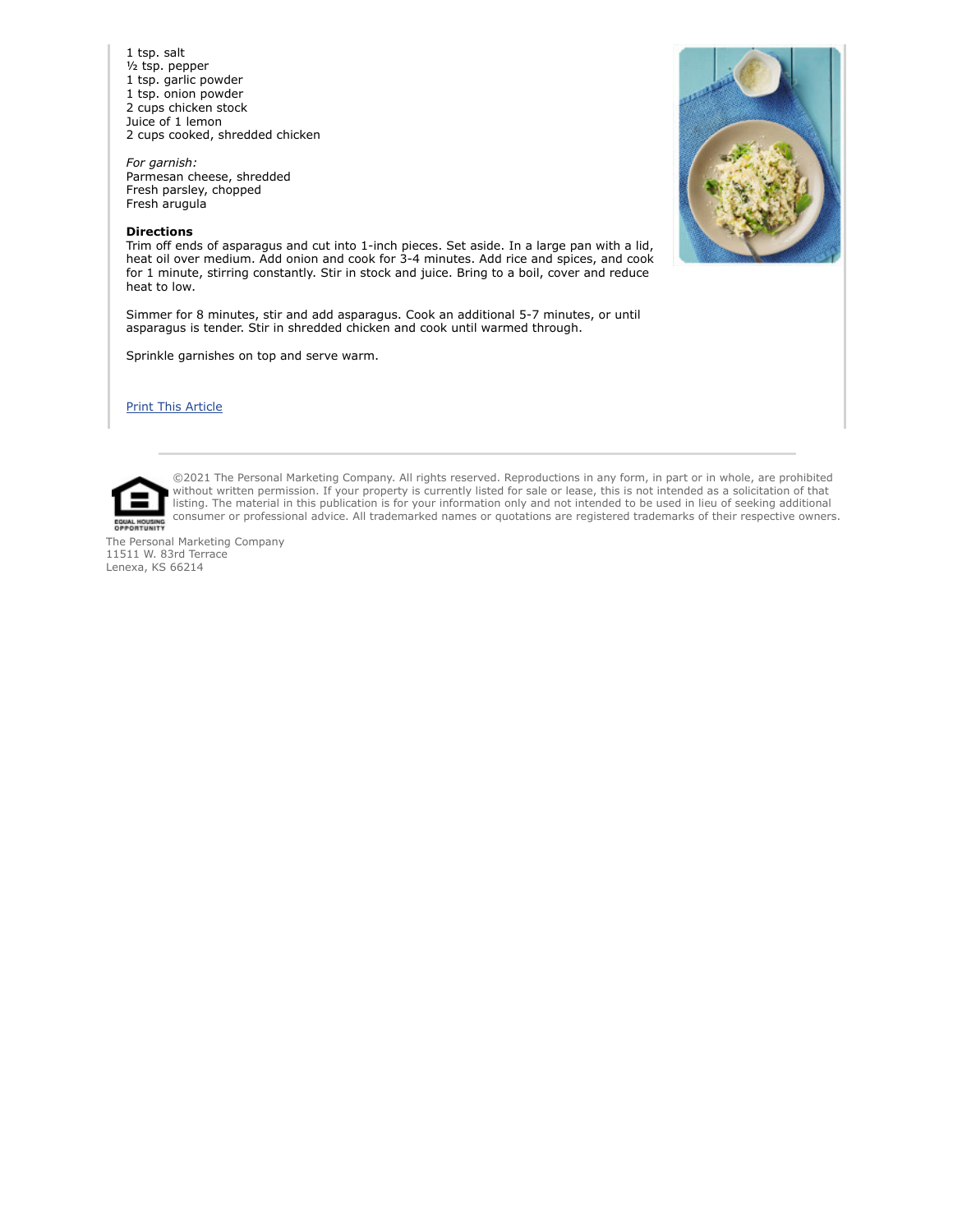1 tsp. salt
½ tsp. pepper
1 tsp. garlic powder
1 tsp. onion powder
2 cups chicken stock
Juice of 1 lemon
2 cups cooked, shredded chicken

*For garnish:*
Parmesan cheese, shredded
Fresh parsley, chopped
Fresh arugula

**Directions**

Trim off ends of asparagus and cut into 1-inch pieces. Set aside. In a large pan with a lid, heat oil over medium. Add onion and cook for 3-4 minutes. Add rice and spices, and cook for 1 minute, stirring constantly. Stir in stock and juice. Bring to a boil, cover and reduce heat to low.

Simmer for 8 minutes, stir and add asparagus. Cook an additional 5-7 minutes, or until asparagus is tender. Stir in shredded chicken and cook until warmed through.

Sprinkle garnishes on top and serve warm.

Print This Article

©2021 The Personal Marketing Company. All rights reserved. Reproductions in any form, in part or in whole, are prohibited without written permission. If your property is currently listed for sale or lease, this is not intended as a solicitation of that listing. The material in this publication is for your information only and not intended to be used in lieu of seeking additional consumer or professional advice. All trademarked names or quotations are registered trademarks of their respective owners.

The Personal Marketing Company
11511 W. 83rd Terrace
Lenexa, KS 66214